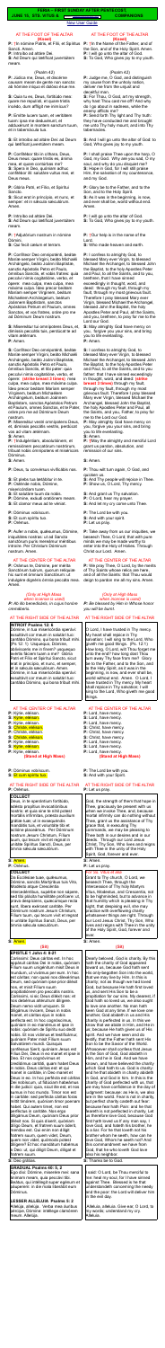**FERIA – FIRST SUNDAY AFTER PENTECOST**
**JUNE 10, 2018 VOTIVE MASS OF ALL SAINTS — COMMONER**

New User Guide

## AT THE FOOT OF THE ALTAR (Kneel)

**P:** In nomine Patris, ✠ et Filii, et Spiritus Sancti. Amen.
**P:** Introibo ad altare Dei.
**S:** Ad Deum qui laetificat juventutem meam.

*(Psalm 42)*

**P:** Judica me, Deus, et discerne causam meam de gente non sancta: ab homine iniquo et doloso erue me.
**S:** Quia tu es, Deus, fortitudo mea: quare me repulisti, et quare tristis incedo, dum affligit me inimicus?
**P:** Emitte lucem tuam, et veritatem tuam: ipsa me deduxerunt, et adduxerunt in montem sanctum tuum, et in tabernacula tua.
**S:** Et introibo ad altare Dei: ad Deum qui laetificat juventutem meam.
**P:** Confitebor tibi in cithara, Deus, Deus meus: quare tristis es, anima mea, et quare conturbas me?
**S:** Spera in Deo, quoniam adhuc confitebor illi: salutare vultus mei, et Deus meus.
**P:** Gloria Patri, et Filio, et Spiritui Sancto.
**S:** Sicut erat in principio, et nunc, et semper: et in saecula saeculorum. Amen.
**P:** Introibo ad altare Dei.
**S:** Ad Deum qui laetificat juventutem meam.

**P:** ✠Adjutorium nostrum in nomine Domini.
**S:** Qui fecit caelum et terram.

**P:** Confiteor Deo omnipotenti, beatae Mariae semper Virgini, beato Michaeli Archangelo, beato Joanni Baptistae, sanctis Apostolis Petro et Paulo, omnibus Sanctis, et vobis fratres: quia peccavi nimis cogitatione, verbo, et opere: mea culpa, mea culpa, mea maxima culpa. Ideo precor beatam Mariam semper Virginem, beatum Michaelem Archangelum, beatum Joannem Baptistam, sanctos Apostolos Petrum et Paulum, omnes Sanctos, et vos fratres, orare pro me ad Dominum Deum nostrum.
**S:** Misereatur tui omnipotens Deus, et dimissis peccatis tuis, perducat te ad vitam aeternam.
**P:** Amen.
**S:** Confiteor Deo omnipotenti, beatae Mariae semper Virgini, beato Michaeli Archangelo, beato Joanni Baptistae, sanctis Apostolis Petro et Paulo, omnibus Sanctis, et tibi pater: quia peccavi nimis cogitatione, verbo, et opere: *(strike breast 3 times)* mea culpa, mea culpa, mea maxima culpa. Ideo precor beatam Mariam semper Virginem, beatum Michaelem Archangelum, beatum Joannem Baptistam, sanctos Apostolos Petrum et Paulum, omnes Sanctos, et te Pater, orare pro me ad Dominum Deum nostrum.
**P:** Misereatur vestri omnipotens Deus, et, dimissis peccatis vestris, perducat vos ad vitam aeternam.
**S:** Amen.
**P:** ✠Indulgentiam, absolutionem, et remissionem peccatorum nostrorum tribuat nobis omnipotens et misericors Dominus.
**S:** Amen.

**P:** Deus, tu conversus vivificabis nos.
**S:** Et plebs tua laetabitur in te.
**P:** Ostende nobis, Domine, misericordiam tuam.
**S:** Et salutare tuum da nobis.
**P:** Domine, exaudi orationem meam.
**S:** Et clamor meus ad te veniat.
**P:** Dominus vobiscum.
**S:** Et cum spiritu tuo.
**P:** Oremus.

**P:** Aufer a nobis, quaesumus, Domine, iniquitates nostras: ut ad Sancta sanctorum puris mereamur mentibus introire. Per Christum Dominum nostrum. Amen.

## AT THE CENTER OF THE ALTAR

**P:** Oramus te, Domine, per merita Sanctorum tuorum, quorum reliquiae hic sunt et omnium Sanctorum: ut indulgere digneris omnia peccata mea. Amen.

*(Only at High Mass when incense is used)*

**P:** Ab illo benedicaris, in cujus honore cremaberis.

## AT THE RIGHT SIDE OF THE ALTAR

**INTROIT Psalms 12: 6**
Domine, in tua misericordia speravi: exsultavit cor meum in salutari tuo: cantabo Domino, qui bona tribuit mihi. (Ps 12: 1) Usquequo, Domine, oblivisceris me in finem? usquequo avertis faciem tuam a me? Gloria Patri et Filio et Spiritui Sancto, sicut erat in principio, et nunc, et semper, et in saecula saeculorum. Amen. Domine, in tua misericordia speravi: exsultavit cor meum in salutari tuo: cantabo Domino, qui bona tribuit mihi.

## AT THE CENTER OF THE ALTAR

**P:** Kyrie, eleison.
**S:** Kyrie, eleison.
**P:** Kyrie, eleison.
**S:** Christe, eleison.
**P:** Christe, eleison.
**S:** Christe, eleison.
**P:** Kyrie, eleison.
**S:** Kyrie, eleison.
**P:** Kyrie, eleison.
**(Stand at High Mass)**

**P:** Dominus vobiscum.
**S:** Et cum spiritu tuo.

## AT THE RIGHT SIDE OF THE ALTAR

**P:** Oremus.

**COLLECT**
Deus, in te sperantium fortitudo, adesto propitius invocationibus nostris: et quia sine te nihil potest mortalis infirmitas, praesta auxilium gratiae tuae; ut in exsequendis mandatis tuis, et voluntate tibi et actione placeamus. Per Dominum nostrum Jesum Christum, Filium tuum, qui tecum vivit et regnat in unitate Spiritus Sancti, Deus, per omnia saecula saeculorum.

**S:** Amen.
**P:** Oremus.

**COLLECT**
Da Ecclesiae tuae, quaesumus Domine, sanctis Martyribus tuis Vito, Modesto atque Crescentia intercedentibus, superbe non sapere, sed tibi placita humilitate proficere: ut, prava despiciens, quaecumque recta sunt, libera exerceat caritate. Per Dominum nostrum Jesum Christum, Filium tuum, qui tecum vivit et regnat in unitate Spiritus Sancti, Deus, per omnia saecula saeculorum.

**S:** Amen.
**(Sit)**

**EPISTLE I John 4: 8-21**
Carissimi: Deus caritas est. In hoc apparuit caritas Dei in nobis, quoniam Filium suum unigenitum misit Deus in mundum, ut vivamus per eum. In hoc est caritas: non quasi nos dilexerimus Deum, sed quoniam ipse prior dilexit nos, et misit Filium suum propitiationem pro peccatis nostris. Carissimi, si sic Deus dilexit nos: et nos debemus alterutrum diligere. Deum nemo vidit umquam. Si diligamus invicem, Deus in nobis manet, et caritas ejus in nobis perfecta est. In hoc cognoscimus, quoniam in eo manemus et ipse in nobis: quoniam de Spiritu suo dedit nobis. Et nos vidimus et testificamur, quoniam Pater misit Filium suum Salvatorem mundi. Quisquis confessus fuerit, quoniam Jesus est Filius Dei, Deus in eo manet et ipse in Deo. Et nos cognovimus et credidimus caritati, quam habet Deus in nobis. Deus caritas est: et qui manet in caritate, in Deo manet et Deus in eo. In hoc perfecta est caritas nobiscum, ut fiduciam habeamus in die judicii: quia, sicut ille est, et nos sumus in hoc mundo. Timor non est in caritate: sed perfecta caritas foras mittit timorem, quoniam timor poenam habet. Qui autem timet, non est perfectus in caritate. Nos ergo diligamus Deum, quoniam Deus prior dilexit nos. Si quis dixerit, quoniam diligo Deum, et fratrem suum oderit, mendax est. Qui enim non diligit fratrem suum, quem videt, Deum, quem non videt, quomodo potest diligere? Et hoc mandatum habemus a Deo: ut, qui diligit Deum, diligat et fratrem suum.

**S:** Deo gratias.

**GRADUAL Psalms 40: 5, 2**
Ego dixi: Domine, miserere mei: sana animam meam, quia peccavi tibi. Beatus, qui intellegit super egenum et pauperem: in die mala liberabit eum Dominus.

**LESSER ALLELUIA Psalms 5: 2**
Alleluja, alleluja. Verba mea auribus percipe, Domine: intellege clamorem meum. Alleluja.

## AT THE FOOT OF THE ALTAR (Kneel)

**P:** In the Name of the Father, and of the Son, and of the Holy Spirit. Amen.
**P:** I will go unto the altar of God.
**S:** To God, Who gives joy to my youth.

*(Psalm 42)*

**P:** Judge me, O God, and distinguish my cause from the unholy nation, deliver me from the unjust and deceitful man.
**S:** For Thou, O God, art my strength, why hast Thou cast me off? And why do I go about in sadness, while the enemy afflicts me?
**P:** Send forth Thy light and Thy truth: they have conducted me and brought me unto Thy holy mount, and into Thy tabernacles.
**S:** And I will go unto the altar of God: to God, Who gives joy to my youth.
**P:** I shall praise Thee upon the harp, O God, my God. Why are you sad, O my soul, and why do you disquiet me?
**S:** Hope in God, for I will still praise Him: the salvation of my countenance and my God.
**P:** Glory be to the Father, and to the Son, and to the Holy Spirit.
**S:** As it was in the beginning, is now, and ever shall be, world without end. Amen.
**P:** I will go unto the altar of God.
**S:** To God, Who gives joy to my youth.

**P:** ✠Our help is in the name of the Lord.
**S:** Who made heaven and earth.

**P:** I confess to almighty God, to blessed Mary ever Virgin, to blessed Michael the Archangel, to blessed John the Baptist, to the holy Apostles Peter and Paul, to all the Saints, and to you, brethren, that I have sinned exceedingly in thought, word, and deed: through my fault, through my fault, through my most grievous fault. Therefore I pray blessed Mary ever Virgin, blessed Michael the Archangel, blessed John the Baptist, the holy Apostles Peter and Paul, all the Saints, and you, brethren, to pray for me to the Lord our God.
**S:** May almighty God have mercy on you, forgive you your sins, and bring you to life everlasting.
**P:** Amen.
**S:** I confess to almighty God, to blessed Mary ever Virgin, to blessed Michael the Archangel, to blessed John the Baptist, to the holy Apostles Peter and Paul, to all the Saints, and to you, father: that I have sinned exceedingly in thought, word, and deed: *(strike breast 3 times)* through my fault, through my fault, through my most grievous fault. Therefore I pray blessed Mary ever Virgin, blessed Michael the Archangel, blessed John the Baptist, the holy Apostles Peter and Paul, all the Saints, and you, father, to pray for me to the Lord our God.
**P:** May almighty God have mercy on you, forgive you your sins, and bring you to life everlasting.
**S:** Amen.
**P:** ✠May the almighty and merciful Lord grant us pardon, absolution, and remission of our sins.
**S:** Amen.

**P:** Thou wilt turn again, O God, and quicken us.
**S:** And Thy people will rejoice in Thee.
**P:** Show us, O Lord, Thy mercy.
**S:** And grant us Thy salvation.
**P:** O Lord, hear my prayer.
**S:** And let my cry come unto Thee.
**P:** The Lord be with you.
**S:** And with your spirit.
**P:** Let us pray.

**P:** Take away from us our iniquities, we beseech Thee, O Lord; that with pure minds we may be made worthy to enter into the Holy of Holies. Through Christ our Lord. Amen.

## AT THE CENTER OF THE ALTAR

**P:** We pray Thee, O Lord, by the merits of Thy Saints whose relics are here, and of all the Saints: that Thou would deign to pardon me all my sins. Amen.

*(Only at High Mass when incense is used)*

**P:** Be blessed by Him in Whose honor you will be burnt.

## AT THE RIGHT SIDE OF THE ALTAR

O Lord, I have trusted in Thy mercy. My heart shall rejoice in Thy salvation: I will sing to the Lord, Who giveth me good things. (Ps. 12:1) How long, O Lord, wilt Thou forget me unto the end? how long dost Thou turn away Thy face from me? Glory be to the Father, and to the Son, and to the Holy Spirit, as it was in the beginning, is now, and ever shall be, world without end. Amen. O Lord, I have trusted in Thy mercy. My heart shall rejoice in Thy salvation: I will sing to the Lord, Who giveth me good things.

## AT THE CENTER OF THE ALTAR

**P:** Lord, have mercy.
**S:** Lord, have mercy.
**P:** Lord, have mercy.
**S:** Christ, have mercy.
**P:** Christ, have mercy.
**S:** Christ, have mercy.
**P:** Lord, have mercy.
**S:** Lord, have mercy.
**P:** Lord, have mercy.
**(Stand at High Mass)**

**P:** The Lord be with you.
**S:** And with your spirit.

## AT THE RIGHT SIDE OF THE ALTAR

**P:** Let us pray.

God, the strength of them that hope in Thee, graciously be present with us when we invoke Thee; and, because mortal infirmity can do nothing without Thee, grant us the assistance of Thy grace; that, in keeping Thy commandments, we may be pleasing to Thee both in our desires and in our deeds. Through our Lord Jesus Christ, Thy Son, Who lives and reigns with Thee in the unity of the Holy Spirit, God, forever and ever.

**S:** Amen.
**P:** Let us pray.

Grant to Thy church, O Lord, we beseech Thee, through the intercession of Thy holy Martyrs Vitus, Modestus and Crescentia, not to be high-minded, but to advance in that humility which is pleasing to Thee, so that, despising evil, she may perform with unhindered charity whatsoever things are right. Through our Lord Jesus Christ, Thy Son, Who lives and reigns with Thee in the unity of the Holy Spirit, God, forever and ever.

**S:** Amen.
**(Sit)**

Dearly beloved, God is charity. By this hath the charity of God appeared towards us, because God hath sent His only-begotten Son into the world, that we may live by Him. In this is charity: not as though we had loved God, but because He hath first loved us, and sent His Son to be a propitiation for our sins. My dearest, if God hath so loved us, we also ought to love one another. No man hath seen God at any time. If we love one another, God abideth in us, and His charity is perfected in us. In this we know that we abide in Him, and He in us: because He hath given us of His spirit. And we have seen and do testify, that the Father hath sent His Son to be the Saviour of the world. Whosoever shall confess that Jesus is the Son of God, God abideth in him, and he in God. And we have known, and have believed the charity which God hath to us. God is charity: and he that abideth in charity, abideth in God, and God in him. In this is the charity of God perfected with us, that we may have confidence in the day of judgment: because as He is, we also are in this world. Fear is not in charity: but perfect charity casteth out fear, because fear hath pain. And he that feareth is not perfected in charity. Let us therefore love God, because God first hath loved us. If any man say, I love God, and hateth his brother, he is a liar. For he that loveth not his brother whom he seeth, how can he love God, Whom he seeth not? And this commandment we have from God, that he who loveth God love also his brother.

**S:** Thanks be to God.

I said: O Lord, be Thou merciful to me: heal my soul, for I have sinned against Thee. Blessed is he that understandeth concerning the needy and the poor; the Lord will deliver him in the evil day.

Alleluia, alleluia. Give ear, O Lord, to my words, understand my cry. Alleluia.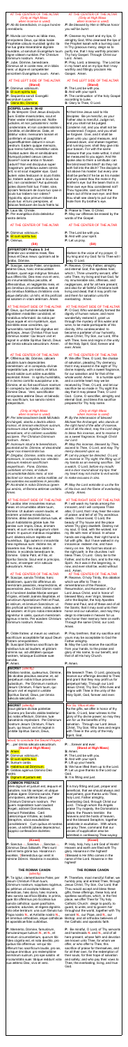AT THE CENTER OF THE ALTAR
(Only at High Mass)
*when incense is used*

**P:** Ab illo benedicáris, in cujus honóre cremáberis.

**P:** Incénsum istud a te benedíctum ascéndat ad te, Dómine, et descéndat super nos misericórdia tua.

**P:** Dirigátur, Dómine, orátio mea, sicut incénsum, in conspéctu tuo: elevátio mánuum meárum sacrifícium vespertínum. Pone, Dómine, custódiam ori meo, et óstium circumstántiæ lábiis meis: ut non declínet cor meum in verba malítiæ, ad excusándas excusatiónes in peccátis.

**P:** Accéndat in nobis Dóminus ignem sui amóris, et flammam ætérnæ caritátis. Amen.

AT THE CENTER OF THE ALTAR
(Only at High Mass)
*when incense is used*

**P:** Be blessed by Him in Whose honor you will be burned.

**P:** May this incense blessed by You, arise before You, O Lord, and may Your mercy come down upon us.

**P:** Let my prayer, O Lord, come like incense before You; the lifting up of my hands, like the evening sacrifice. O Lord, set a watch before my mouth, a guard at the door of my lips. Let not my heart incline to the evil of engaging in deeds of wickedness.

**P:** May the Lord enkindle in us the fire of His love and the flame of everlasting charity. Amen.

AT THE RIGHT SIDE OF THE ALTAR

**P:** Lavábo inter innocéntes manus meas: et circúmdabo altáre tuum, Dómine: Ut áudiam vocem laudis, et enárrem univérsa mirabília tua. Dómine, diléxi decórem domus tuæ et locum habitatiónis glóriæ tuæ. Ne perdas cum ímpiis, Deus, ánimam meam, et cum viris sánguinum vitam meam: In quorum mánibus iniquitátes sunt: déxtera eórum repléta est munéribus. Ego autem in innocéntia mea ingréssus sum: rédime me et miserére mei. Pes meus stetit in dirécto: in ecclésiis benedícam te, Dómine. Glória Patri, et Fílio, et Spirítui Sancto. Sicut erat in princípio, et nunc, et semper: et in sǽcula sæculórum. Amen.

AT THE RIGHT SIDE OF THE ALTAR

**P:** I will wash my hands among the innocent, and I will go around Your altar, O Lord, that I may hear the voice of praise: and tell of all Thy wondrous deeds. I have loved, O Lord, the beauty of Your house and the place where Your glory dwells. Take not away my soul, O God, with the wicked, nor my life with men of blood. In whose hands are iniquities, their right hand is full with gifts. But I have walked in my innocence: redeem me, and have mercy on me. My foot has stood on the right path; in the churches I will bless You, O Lord. Glory be to the Father, and to the Son, and to the Holy Spirit. As it was in the beginning, is now, and ever shall be, world without end. Amen.

AT THE CENTER OF THE ALTAR

**P:** Súscipe, sancta Trínitas, hanc oblatiónem, quam tibi offérimus ob memóriam passiónis, resurrectiónis, et ascensiónis Jesu Christi Dómini nostri: et in honórem beátæ Maríæ semper Vírginis, et beáti Joánnis Baptístæ, et sanctórum Apostolórum Petri et Pauli, et istórum, et ómnium Sanctórum: ut illis profíciat ad honórem, nobis autem ad salútem: et illi pro nobis intercédere dignéntur in cælis, quorum memóriam ágimus in terris. Per eúndem Christum Dóminum nostrum. Amen.

AT THE CENTER OF THE ALTAR

**P:** Receive, O holy Trinity, this oblation which we offer to Thee in memory of the Passion, Resurrection, and Ascension of Our Lord Jesus Christ, and in honor of blessed Mary, ever Virgin, blessed John the Baptist, the holy Apostles Peter and Paul, of these and of all the Saints; that it may avail unto their honor and our salvation, and may they deign to intercede in heaven for us who honor their memory here on earth. Through the same Christ, our Lord. Amen.

**P:** Oráte fratres: ut meum ac vestrum sacrifícium acceptábile fiat apud Deum Patrem omnipoténtem.

**S:** Suscípiat Dóminus sacrifícium de mánibus tuis ad laudem, et glóriam nóminis sui, ad utilitátem quoque nostram, totiúsque Ecclésiæ suæ sanctæ.

**P:** Amen.

**P:** Pray brethren, that my sacrifice and yours may be acceptable to God the Father almighty.

**S:** May the Lord receive the sacrifice from your hands, to the praise and glory of His name, to our benefit, and that of all His holy Church.

**P:** Amen.

SECRET *(silently)*

Hóstias tibi, Dómine, sanctórum Mártyrum tuórum Dionýsii, Rústici et Eleuthérii commemoratióne deférimus: supplíciter obsecrántes; ut, sicut nobis indulgéntiam largiúntur, ita a nobis sint perpétua propitiatióne mundátos. Per Dóminum nostrum Jesum Christum, Fílium tuum: qui tecum vivit et regnat in unitáte Spíritus Sancti, Deus, per ómnia sǽcula sæculórum.

SECRET *(silently)*

We beseech Thee, O Lord, graciously receive our offerings devoted to Thee in the glory of Thy holy martyrs Denis, Rusticus and Eleutherius; and grant that they may profit us for salvation. Through our Lord Jesus Christ, Thy Son, who lives and reigns with Thee in the unity of the Holy Spirit, God, forever and ever.

SECRET *(silently)*

Gregem tuum, Pastor ætérne, placátus inténde: et per beátos Apóstolos tuos perpétua protectióne custódi; ut iísdem rectóribus gubernétur, quos óperis tui vicários eídem contulísti præésse pastóres. Per Dóminum nostrum Jesum Christum, Fílium tuum: qui tecum vivit et regnat in unitáte Spíritus Sancti, Deus, per ómnia sǽcula sæculórum.

SECRET *(silently)*

For the gifts we offer in honor of thy Saints ... be Thou appeased, and may we be helped ... Through our Lord Jesus Christ, Thy Son, ...

*(aloud, to conclude the Secret Prayer)*

**P:** ...per ómnia sǽcula sæculórum.
*(Sung at High Mass)*

**S:** Amen.
**P:** Dóminus vobíscum.
**S:** Et cum spíritu tuo.
**P:** Sursum corda.
**S:** Habémus ad Dóminum.
**P:** Grátias agámus Dómino Deo nostro.
**S:** Dignum et justum est.

**P:** ...forever and ever.
*(Sung at High Mass)*

**S:** Amen.
**P:** The Lord be with you.
**S:** And with your spirit.
**P:** Lift up your hearts.
**S:** We have them lifted up to the Lord.
**P:** Let us give thanks to the Lord our God.
**S:** It is fitting and just.

COMMON PREFACE

Vere dignum et justum est, æquum et salutáre, nos tibi semper, et ubíque grátias ágere: Dómine sancte, Pater omnípotens, ætérne Deus: per Christum Dóminum nostrum. Per quem majestátem tuam laudant Angeli, adórant Dominatiónes, tremunt Potestátes. Cæli cælorúmque Virtútes, ac beáta Séraphim, sócia exsultatióne concélebrant. Cum quibus et nostras voces, ut admítti júbeas deprecámur, súpplici confessióne dicéntes:

COMMON PREFACE

It is truly fitting and proper, just and beneficial, that we should always and everywhere give thanks unto Thee, holy Lord, Father almighty, everlasting God, through Christ our Lord. Through whom the Angels praise Thy majesty, the Dominations adore, the Powers tremble: the Heavens and the hosts of heaven, and the blessed Seraphim, together celebrate in exultation. With whom, we pray Thee, command that our voices of supplication also be admitted in confessing Thee saying:

*(kneel)*

**P:** Sanctus, ✠ Sanctus, ✠ Sanctus ✠ Dóminus Deus Sábaoth. Pleni sunt cæli et terra glória tua. Hosánna in excélsis. ✠ Benedíctus qui venit in nómine Dómini. Hosánna in excélsis.

*(kneel)*

**P:** Holy, Holy, Holy Lord God of Hosts! Heaven and earth are filled with Thy glory. Hosanna in the highest! Blessed is He Who comes in the Name of the Lord. Hosanna in the highest!

THE ROMAN CANON
*(silently)*

**P:** Te ígitur, clementíssime Pater, per Jesum Christum, Fílium tuum, Dóminum nostrum, súpplices rogámus, ac pétimus uti accépta hábeas, et benedícas, hæc ✠ dona, hæc ✠ múnera, hæc ✠ sancta sacrifícia illibáta, in primis, quæ tibi offérimus pro Ecclésia tua sancta cathólica: quam pacificáre, custodíre, adunáre, et régere dignéris toto orbe terrárum: una cum fámulo tuo Papa nostro N., et Antístite nostro N., et ómnibus orthodóxis, atque cathólicæ et apostólicæ fídei cultóribus.

THE ROMAN CANON
*(silently)*

**P:** Therefore, most merciful Father, we humbly pray and entreat Thee, through Jesus Christ, Thy Son, Our Lord, that Thou would accept and bless these ✠ gifts, these ✠ offerings, these ✠ holy and unblemished sacrifices, which, in the first place, we offer Thee for Thy holy Catholic Church, deign to pacify, to guard, to unite, and to govern her throughout the world; together with Thy servant N., our Pope, and N., our Bishop, and all orthodox believers of the Catholic and apostolic faith.

**P:** Meménto, Dómine, famulórum famularúmque tuárum N. et N. et ómnium circumstántium, quorum tibi fides cógnita est, et nota devótio, pro quibus tibi offérimus: vel qui tibi ófferunt hoc sacrifícium laudis, pro se, suísque ómnibus: pro redemptióne animárum suárum, pro spe salútis, et incolumitátis suæ: tibíque reddunt vota sua ætérno Deo, vivo et vero.

**P:** Be mindful, O Lord, of Thy servants and handmaids N. and N., and of all here present, whose faith and devotion are known unto Thee, for whom we offer, or who offer to Thee, this sacrifice of praise for themselves, and for all their own, for the redemption of their souls, for the hope of salvation and safety; and who pay their vows to Thee, the everlasting, living, and true God.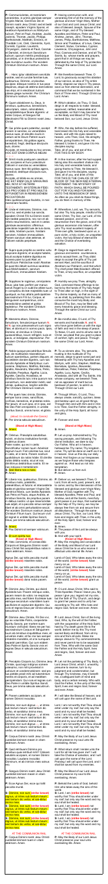P: Communicantes, et memoriam venerantes, in primis gloriosae semper Virginis Mariae, Genetricis Dei et Domini nostri Iesu Christi: sed et beati Ioseph, eiusdem Virginis Sponsi, et beatorum Apostolorum ac Martyrum tuorum, Petri et Pauli, Andreae, Iacobi, Ioannis, Thomae, Iacobi, Philippi, Bartholomaei, Matthaei, Simonis et Thaddaei: Lini, Cleti, Clementis, Xysti, Cornelii, Cypriani, Laurentii, Chrysogoni, Ioannis et Pauli, Cosmae et Damiani, et omnium Sanctorum tuorum; quorum meritis precibusque concedas, ut in omnibus protectionis tuae muniamur auxilio. Per eundem Christum Dominum nostrum. Amen.

P: Hanc igitur oblationem servitutis nostrae, sed et cunctae familiae tuae, quaesumus, Domine, ut placatus accipias: diesque nostros in tua pace disponas, atque ab aeterna damnatione nos eripi, et in electorum tuorum iubeas grege numerari. Per Christum Dominum nostrum. Amen.

P: Quam oblationem tu, Deus, in omnibus, quaesumus, benedictam, adscriptam, ratam, rationabilem, acceptabilemque facere digneris: ut nobis Corpus et Sanguis fiat dilectissimi Filii tui Domini nostri Iesu Christi.

P: Qui pridie quam pateretur, accepit panem in sanctas ac venerabiles manus suas, et elevatis oculis in caelum ad te Deum Patrem suum omnipotentem, tibi gratias agens, benedixit, fregit, deditque discipulis suis, dicens:
Accipite, et manducate ex hoc omnes: HOC EST ENIM CORPUS MEUM.

P: Simili modo postquam cenatum est, accipiens et hunc praeclarum Calicem in sanctas ac venerabiles manus suas, item tibi gratias agens, benedixit, deditque discipulis suis, dicens:
Accipite, et bibite ex eo omnes: HIC EST ENIM CALIX SANGUINIS MEI, NOVI ET AETERNI TESTAMENTI: MYSTERIUM FIDEI: QUI PRO VOBIS ET PRO MULTIS EFFUNDETUR IN REMISSIONEM PECCATORUM.
Haec quotiescumque feceritis, in mei memoriam facietis.

P: Unde et memores, Domine, nos servi tui, sed et plebs tua sancta, eiusdem Christi Filii tui Domini nostri tam beatae passionis, nec non et ab inferis resurrectionis, sed et in caelos gloriosae ascensionis: offerimus praeclarae maiestati tuae de tuis donis ac datis, hostiam puram, hostiam sanctam, hostiam immaculatam, Panem sanctum vitae aeternae, et Calicem salutis perpetuae.

P: Supra quae propitio ac sereno vultu respicere digneris: et accepta habere, sicuti accepta habere dignatus es munera pueri tui iusti Abel, et sacrificium Patriarchae nostri Abrahae: et quod tibi obtulit summus sacerdos tuus Melchisedech, sanctum sacrificium, immaculatam hostiam.

P: Supplices te rogamus, omnipotens Deus: iube haec perferri per manus sancti Angeli tui in sublime altare tuum, in conspectu divinae maiestatis tuae: ut quotquot, ex hac altaris participatione sacrosanctum Filii tui, Corpus, et Sanguinem sumpserimus, omni benedictione caelesti et gratia repleamur. Per eundem Christum Dominum nostrum. Amen.

P: Memento etiam, Domine, famulorum, famularumque tuarum N. et N. qui nos praecesserunt cum signo fidei, et dormiunt in somno pacis. Ipsis, Domine, et omnibus in Christo quiescentibus, locum refrigerii, lucis et pacis, ut indulgeas, deprecamur. Per eundem Christum Dominum nostrum. Amen.

P: Nobis quoque peccatoribus famulis tuis, de multitudine miserationum tuarum sperantibus, partem aliquam, et societatem donare digneris, cum tuis sanctis Apostolis et Martyribus: cum Ioanne, Stephano, Matthia, Barnaba, Ignatio, Alexandro, Marcellino, Petro, Felicitate, Perpetua, Agatha, Lucia, Agnete, Caecilia, Anastasia, et omnibus Sanctis tuis: intra quorum nos consortium, non aestimator meriti, sed veniae, quaesumus, largitor admitte. Per Christum Dominum nostrum.

P: Per quem haec omnia, Domine, semper bona creas, sanctificas, vivificas, benedicis, et praestas nobis. Per ipsum, et cum ipso, et in ipso, est tibi Deo Patri omnipotenti, in unitate Spiritus Sancti, omnis honor, et gloria,

*(stand to conclude the Canon)*

P: Per omnia saecula saeculorum.

**(Stand at High Mass)**

R: Amen.

P: Oremus. Praeceptis salutaribus moniti, et divina institutione formati, audemus dicere:
Pater noster, qui es in caelis. Sanctificetur nomen tuum. Adveniat regnum tuum. Fiat voluntas tua, sicut in caelo, et in terra. Panem nostrum quotidianum da nobis hodie. Et dimitte nobis debita nostra, sicut et nos dimittimus debitoribus nostris. Et ne nos inducas in tentationem:
R: Sed libera nos a malo.

P: Amen.

P: Libera nos, quaesumus, Domine, ab omnibus malis, praeteritis, praesentibus, et futuris: et intercedente beata et gloriosa semper Virgine Dei Genetrice Maria, cum beatis Apostolis tuis Petro et Paulo, atque Andrea, et omnibus Sanctis, da propitius pacem in diebus nostris: ut ope misericordiae tuae adiuti, et a peccato simus semper liberi et ab omni perturbatione securi. Per eundem Dominum nostrum Iesum Christum Filium tuum. Qui tecum vivit et regnat in unitate Spiritus Sancti, Deus, per omnia saecula saeculorum.

R: Amen.

P: Pax Domini sit semper vobiscum.

R: Et cum spiritu tuo.

**(Kneel at High Mass)**

P: Haec commixtio, et consecratio Corporis et Sanguinis Domini nostri Iesu Christi fiat accipientibus nobis in vitam aeternam. Amen.

Agnus Dei, qui tollis peccata mundi: **(strike breast)** miserere nobis.

Agnus Dei, qui tollis peccata mundi: **(strike breast)** miserere nobis.

Agnus Dei, qui tollis peccata mundi: **(strike breast)** dona nobis pacem.

P: Domine Iesu Christe, qui dixisti Apostolis tuis: Pacem relinquo vobis, pacem meam do vobis: ne respicias peccata mea, sed fidem Ecclesiae tuae; eamque secundum voluntatem tuam pacificare et coadunare digneris: Qui vivis et regnas Deus per omnia saecula saeculorum. Amen.

P: Domine Iesu Christe, Fili Dei vivi, qui ex voluntate Patris, cooperante Spiritu Sancto, per mortem tuam mundum vivificasti: libera me per hoc sacrosanctum Corpus et Sanguinem tuum ab omnibus iniquitatibus meis, et universis malis: et fac me tuis semper inhaerere mandatis, et a te numquam separari permittas: Qui cum eodem Deo Patre et Spiritu Sancto vivis et regnas Deus in saecula saeculorum. Amen.

P: Perceptio Corporis tui, Domine Iesu Christe, quod ego indignus sumere praesumo, non mihi proveniat in iudicium et condemnationem: sed pro tua pietate prosit mihi ad tutamentum mentis et corporis, et ad medelam percipiendam: Qui vivis et regnas cum Deo Patre in unitate Spiritus Sancti Deus, per omnia saecula saeculorum. Amen.

P: Panem caelestem accipiam, et nomen Domini invocabo.

Domine, non sum dignus ... ut intres sub tectum meum: sed tantum dic verbo, et sanabitur anima mea. Domine, non sum dignus ... ut intres sub tectum meum: sed tantum dic verbo, et sanabitur anima mea. Domine, non sum dignus ... ut intres sub tectum meum: sed tantum dic verbo, et sanabitur anima mea.

P: Corpus Domini nostri Iesu Christi custodiat animam meam in vitam aeternam. Amen.

P: Quid retribuam Domino pro omnibus quae retribuit mihi? Calicem salutaris accipiam, et nomen Domini invocabo. Laudans invocabo Dominum, et ab inimicis meis salvus ero.

P: Sanguis Domini nostri Iesu Christi custodiat animam meam in vitam aeternam. Amen.

P: Ecce Agnus Dei, ecce qui tollit peccata mundi.

R: Domine, non sum dignus **(strike breast)** ut intres sub tectum meum: sed tantum dic verbo, et sanabitur anima mea.
R: Domine, non sum dignus **(strike breast)** ut intres sub tectum meum: sed tantum dic verbo, et sanabitur anima mea.
R: Domine, non sum dignus **(strike breast)** ut intres sub tectum meum: sed tantum dic verbo, et sanabitur anima mea.

AT THE COMMUNION RAIL

P: Corpus Domini nostri Iesu Christi custodiat animam tuam in vitam aeternam. Amen.

---

P: Having communion with, and venerating first of all the memory of the glorious and ever Virgin Mary, Mother of our God and Lord Jesus Christ: and also of blessed Joseph, Spouse of the same Virgin, and of Thy blessed Apostles and Martyrs, Peter and Paul, Andrew, James, John, Thomas, James, Philip, Bartholomew, Matthew, Simon and Thaddeus; of Linus, Cletus, Clement, Sixtus, Cornelius, Cyprian, Lawrence, Chrysogonus, John and Paul, Cosmas and Damian, and all Thy Saints, by whose merits and prayers, grant that in all things we may be defended by the help of Thy protection. Through the same Christ our Lord. Amen.

P: We therefore beseech Thee, O Lord, to graciously accept this oblation of our service, as also of Thy entire family; dispose our days in Thy peace, save us from eternal damnation, and cause us to be numbered in the flock of Thine elect. Through Christ our Lord. Amen.

P: Which oblation, do Thou, O God, deign in all respects to make blessed, approved, ratified, reasonable and acceptable, so that it may become for us the Body and Blood of Thy most beloved Son, our Lord, Jesus Christ.

P: Who, the day before He suffered, took bread into His holy and venerable hands, and with His eyes raised to heaven, unto Thee, God, His almighty Father, giving thanks to Thee, He blessed it, broke it, and gave it to His disciples, saying:
Take, all of you, and eat of this: FOR THIS IS MY BODY.

P: In like manner, after He had supped, taking also this excellent chalice into His holy and venerable hands, and giving thanks to Thee, He blessed it, and gave it to His disciples, saying: Take, all of you, and drink of this: FOR THIS IS THE CHALICE OF MY BLOOD OF THE NEW AND ETERNAL TESTAMENT: THE MYSTERY OF FAITH: WHICH SHALL BE POURED OUT FOR YOU AND FOR MANY UNTO THE REMISSION OF SINS.
As often as you shall do these things, you do them in memory of Me.

P: Wherefore, Lord, we, Thy servants, but also Thy holy people, mindful of the same Christ, Thy Son, our Lord, of His blessed passion, and of His resurrection from the dead, and of His glorious ascension into Heaven, offer unto Thy most excellent majesty of Thine own gifts, bestowed upon us, a pure victim, a holy victim, an unspotted victim, the holy bread of eternal life and the Chalice of everlasting salvation.

P: Deign to regard them with a gracious and serene countenance, and to accept them, as Thou didst deign to accept the gifts of Thy just servant Abel, and the sacrifice of Abraham our Patriarch, and that which Thy chief priest Melchisedech offered to Thee, a holy sacrifice, an unspotted victim.

P: Humbly we pray Thee, almighty God, command these offerings to be borne by the hands of Thy holy Angel to Thine altar on high, in the sight of Thy divine majesty, so that as many of us as shall, by partaking from this altar, consume the most holy Body and Blood of Thy Son, may be filled with every heavenly grace and blessing. Through the same Christ our Lord. Amen.

P: Be mindful also, O Lord, of Thy servants and handmaids N. and N. who have gone before us with the sign of faith, and who sleep in peace. Grant to these, O Lord, and to all who rest in Christ, we implore that you grant a place of refreshment, light, and peace. Through the same Christ our Lord. Amen.

P: To us sinners also, Thy servants, trusting in the multitude of Thy mercies, deign to grant some part and fellowship with Thy holy Apostles and Martyrs; with John, Stephen, Matthias, Barnabas, Ignatius, Alexander, Marcellinus, Peter, Felicitas, Perpetua, Agatha, Lucy, Agnes, Cecilia, Anastasia, and with all Thy Saints, into whose company we beseech Thee, admit us, not as appraiser of merit but as bestower of pardon. Through Christ our Lord.

P: Through Whom, O Lord, Thou always create, sanctify, quicken, bless and bestow upon us all good things. Through Him, and with Him, and in Him, is to Thee, God the Father almighty, in the unity of the Holy Spirit, all honor and glory.

P: Forever and ever.

**(Stand at High Mass)**

R: Amen.

P: Let us pray: Admonished by Thy saving precepts, and following Thy divine institution, we dare to say:
Our Father, who art in heaven, hallowed be Thy name; Thy kingdom come; Thy will be done on earth as it is in heaven. Give us this day our daily bread; and forgive us our trespasses, as we forgive those who trespass against us. And lead us not into temptation.
R: But deliver us from evil.

P: Amen.

P: Deliver us, we beseech Thee, O Lord, from all evils, past, present, and to come; and by the intercession of the blessed and glorious ever Virgin Mary, Mother of God, together with Thy blessed Apostles Peter and Paul, and Andrew, and all the Saints, mercifully grant peace in our days, that sustained by the help of Thy mercy, we may be always free from sin and secure from all disturbance. Through the same Jesus Christ, Thy Son, our Lord, Who liveth and reigneth with Thee, in the unity of the Holy Spirit, God, forever and ever.

R: Amen.

P: The peace of the Lord be always with you.

R: And with your spirit.

**(Kneel at High Mass)**

P: May this mingling and consecration of the Body and Blood of our Lord Jesus Christ be to us who receive it effectual unto eternal life. Amen.

Lamb of God, Who takest away the sins of the world, **(strike breast)** have mercy on us.
Lamb of God, Who takest away the sins of the world, **(strike breast)** have mercy on us.
Lamb of God, Who takest away the sins of the world, **(strike breast)** grant us peace.

P: O Lord Jesus Christ, Who said to Thine Apostles: Peace I leave you, My peace I give you; regard not my sins, but the faith of Thy Church, and deign to give her peace and unity according to Thy will: Who lives and reigns God, forever and ever. Amen.

P: Lord Jesus Christ, Son of the living God, Who, by the will of the Father, with the cooperation of the Holy Spirit, hast by Thy death given life to the world; deliver me by this, Thy most sacred Body and Blood, from all my sins and from all evils. Make me always cleave to Thy commandments, and never permit me to be separated from Thee, Who with the same God the Father and the Holy Spirit, lives and reigns, God, forever and ever. Amen.

P: Let not the partaking of Thy Body, O Lord Jesus Christ, which I, unworthy, presume to receive, turn to my judgment and condemnation; but through Thy goodness, may it benefit me, a safeguard both of mind and body, and a certain remedy. Who with God the Father, in the unity of the Holy Spirit, lives and reigns, God, forever and ever. Amen.

P: I will take the Bread of heaven, and will call upon the name of the Lord.

Lord, I am not worthy that Thou should enter under my roof, but only say the word and my soul shall be healed.
Lord, I am not worthy that Thou should enter under my roof, but only say the word and my soul shall be healed.
Lord, I am not worthy that Thou should enter under my roof, but only say the word and my soul shall be healed.

P: May the Body of our Lord Jesus Christ preserve my soul unto life everlasting. Amen.

P: What return shall I render unto the Lord for all He has given me? I will take the Chalice of salvation, and I will call upon the name of the Lord. Praising I will call upon the Lord, and I shall be saved from my enemies.

P: May the Blood of our Lord Jesus Christ preserve my soul to life everlasting. Amen.

P: Behold the Lamb of God, behold Him who takes away the sins of the world.

R: Lord, I am not worthy **(strike breast)** that Thou should enter under my roof, but only say the word and my soul shall be healed.
R: Lord, I am not worthy **(strike breast)** that Thou should enter under my roof, but only say the word and my soul shall be healed.
R: Lord, I am not worthy **(strike breast)** that Thou should enter under my roof, but only say the word and my soul shall be healed.

AT THE COMMUNION RAIL

P: May the Body of our Lord Jesus Christ preserve your soul unto everlasting life. Amen.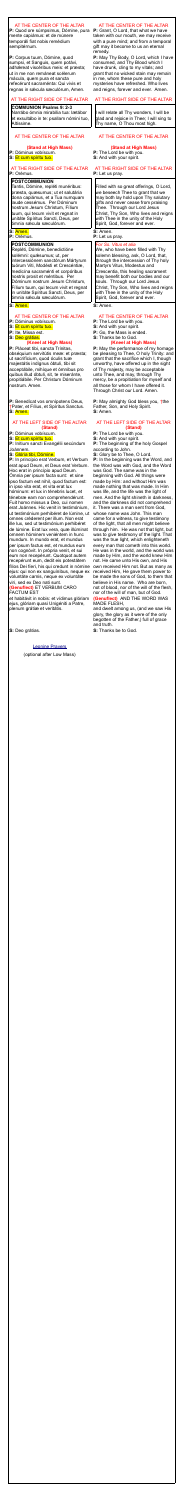AT THE CENTER OF THE ALTAR

**P:** Quod ore sumpsimus, Dómine, pura mente capiámus: et de munere temporáli fiat nobis remédium sempitérnum.

**P:** Corpus tuum, Dómine, quod sumpsi, et Sanguis, quem potávi, adhaereat viscéribus meis: et praesta; ut in me non remáneat scelerum mácula, quem pura et sancta refecérunt sacraménta: Qui vivis et regnas in sáecula saeculórum. Amen.

AT THE RIGHT SIDE OF THE ALTAR

**COMMUNION Psalms 9: 2-3**

Narrábo ómnia mirabília tua: laetábor, et exsultábo in te: psallam nómini tuo, Altíssime.

AT THE CENTER OF THE ALTAR

**(Stand at High Mass)**

**P:** Dóminus vobíscum.

**S:** Et cum spíritu tuo.

AT THE RIGHT SIDE OF THE ALTAR

**P:** Orémus.

**POSTCOMMUNION**

Satiásti, Dómine, famíliam tuam munéribus sacris: ejus, quáesumus, semper interventióne nos réfove, cujus sollémnia celebrámus. Per Dóminum nostrum Jesum Christum, Fílium tuum, qui tecum vivit et regnat in unitáte Spíritus Sancti, Deus, per ómnia sáecula saeculórum.

**S:** Amen.

**P:** Orémus.

**POSTCOMMUNION**

Refécti, Dómine, benedictióne sollémni: quáesumus; ut, per intercessiónem sanctórum Mártyrum tuórum Viti, Modésti et Crescéntiae, medicína sacraménti et corpóribus nostris prosit et méntibus. Per Dóminum nostrum Jesum Christum, Fílium tuum, qui tecum vivit et regnat in unitáte Spíritus Sancti, Deus, per ómnia sáecula saeculórum.

**S:** Amen.

AT THE CENTER OF THE ALTAR

**P:** Dóminus vobíscum.

**S:** Et cum spíritu tuo.

**P:** Ite, Missa est.

**S:** Deo grátias.

**(Kneel at High Mass)**

**P:** Pláceat tibi, sancta Trínitas, obséquium servitútis meae: et praesta; ut sacrifícium, quod óculis tuae majestátis indígnus óbtuli, tibi sit acceptábile, mihíque et ómnibus, pro quibus illud óbtuli, sit, te miseránte, propitiábile. Per Christum Dóminum nostrum. Amen.

**P:** Benedícat vos omnípotens Deus, ✝ Pater, et Fílius, et Spíritus Sanctus.

**S:** Amen.

AT THE LEFT SIDE OF THE ALTAR

**(Stand)**

**P:** Dóminus vobíscum.

**S:** Et cum spíritu tuo.

**P:** Inítium sancti Evangélii secúndum Joánnem

**S:** Glória tibi, Dómine.

**P:** In princípio erat Verbum, et Verbum erat apud Deum, et Deus erat Verbum. Hoc erat in princípio apud Deum. Omnia per ipsum facta sunt: et sine ipso factum est nihil, quod factum est: in ipso vita erat, et vita erat lux hóminum: et lux in ténebris lucet, et ténebrae eam non comprehendérunt. Fuit homo missus a Deo, cui nomen erat Joánnes. Hic venit in testimónium, ut testimónium perhibéret de lúmine, ut omnes créderent per illum. Non erat ille lux, sed ut testimónium perhibéret de lúmine. Erat lux vera, quae illúminat omnem hóminem veniéntem in hunc mundum. In mundo erat, et mundus per ipsum factus est, et mundus eum non cognóvit. In própria venit, et sui eum non recepérunt. Quotquot autem recepérunt eum, dedit eis potestátem fílios Dei fíeri, his, qui credunt in nómine ejus: qui non ex sanguínibus, neque ex voluntáte carnis, neque ex voluntáte viri, sed ex Deo nati sunt.

**(Genuflect)** ET VERBUM CARO FACTUM EST

et habitávit in nobis: et vídimus glóriam ejus, glóriam quasi Unigéniti a Patre, plenum grátiae et veritátis.

**S:** Deo grátias.

Leonine Prayers

(optional after Low Mass)

AT THE CENTER OF THE ALTAR

**P:** Grant, O Lord, that what we have taken with our mouth, we may receive with a pure mind; and from a temporal gift may it become to us an eternal remedy.

**P:** May Thy Body, O Lord, which I have consumed, and Thy Blood which I have drunk, cling to my vitals; and grant that no wicked stain may remain in me, whom these pure and holy mysteries have refreshed. Who lives and reigns, forever and ever. Amen.

AT THE RIGHT SIDE OF THE ALTAR

I will relate all Thy wonders. I will be glad and rejoice in Thee; I will sing to Thy name, O Thou most high.

AT THE CENTER OF THE ALTAR

**(Stand at High Mass)**

**P:** The Lord be with you.

**S:** And with your spirit.

AT THE RIGHT SIDE OF THE ALTAR

**P:** Let us pray.

Filled with so great offerings, O Lord, we beseech Thee to grant that we may both by hold upon Thy salutary gifts and never cease from praising Thee. Through our Lord Jesus Christ, Thy Son, Who lives and reigns with Thee in the unity of the Holy Spirit, God, forever and ever.

**S:** Amen.

**P:** Let us pray.

*For Ss. Vitus et alia*

We, who have been filled with Thy solemn blessing, ask, O Lord, that, through the intercession of Thy holy Martyrs Vitus, Modestus and Crescentia, this healing sacrament may benefit both our bodies and our souls. Through our Lord Jesus Christ, Thy Son, Who lives and reigns with Thee in the unity of the Holy Spirit, God, forever and ever.

**S:** Amen.

AT THE CENTER OF THE ALTAR

**P:** The Lord be with you.

**S:** And with your spirit.

**P:** Go, the Mass is ended.

**S:** Thanks be to God.

**(Kneel at High Mass)**

**P:** May the performance of my homage be pleasing to Thee, O holy Trinity: and grant that the sacrifice which I, though unworthy, have offered up in the sight of Thy majesty, may be acceptable unto Thee, and through Thy mercy, be a propitiation for myself and all those for whom I have offered it. Through Christ our Lord. Amen.

**P:** May almighty God bless you, ✝ the Father, Son, and Holy Spirit.

**S:** Amen.

AT THE LEFT SIDE OF THE ALTAR

**(Stand)**

**P:** The Lord be with you.

**S:** And with your spirit.

**P:** The beginning of the holy Gospel according to John.

**S:** Glory be to Thee, O Lord.

**P:** In the beginning was the Word, and the Word was with God, and the Word was God. The same was in the beginning with God. All things were made by Him: and without Him was made nothing that was made. In Him was life, and the life was the light of men. And the light shineth in darkness, and the darkness did not comprehend it. There was a man sent from God, whose name was John. This man came for a witness, to give testimony of the light, that all men might believe through him. He was not that light, but was to give testimony of the light. That was the true light, which enlighteneth every man that cometh into this world. He was in the world, and the world was made by Him, and the world knew Him not. He came unto His own, and His own received Him not. But as many as received Him, He gave them power to be made the sons of God, to them that believe in His name. Who are born, not of blood, nor of the will of the flesh, nor of the will of man, but of God.

**(Genuflect)** AND THE WORD WAS MADE FLESH,

and dwelt among us, (and we saw His glory, the glory as it were of the only begotten of the Father,) full of grace and truth.

**S:** Thanks be to God.